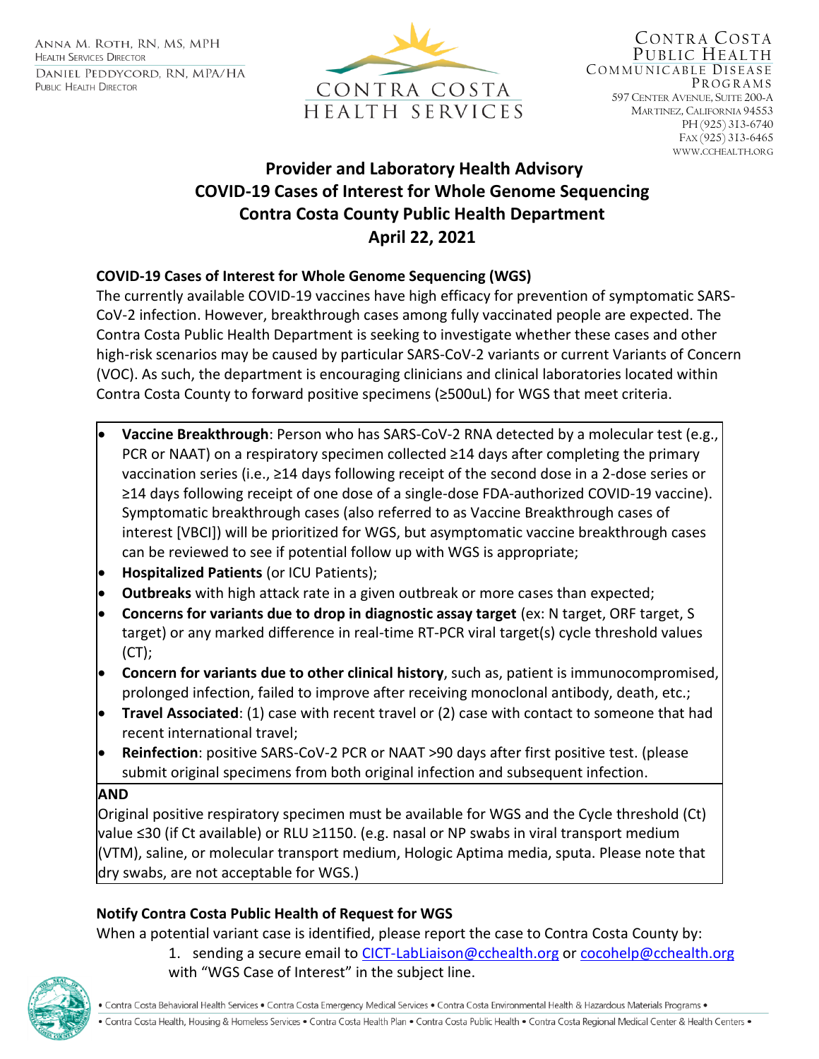Anna M. Roth, RN, MS, MPH
Health Services Director
Daniel Peddycord, RN, MPA/HA
Public Health Director

CONTRA COSTA
HEALTH SERVICES

Contra Costa
Public Health
Communicable Disease
Programs
597 Center Avenue, Suite 200-A
Martinez, California 94553
PH (925) 313-6740
Fax (925) 313-6465
www.cchealth.org

# Provider and Laboratory Health Advisory
# COVID-19 Cases of Interest for Whole Genome Sequencing
# Contra Costa County Public Health Department
# April 22, 2021

## COVID-19 Cases of Interest for Whole Genome Sequencing (WGS)

The currently available COVID-19 vaccines have high efficacy for prevention of symptomatic SARS-CoV-2 infection. However, breakthrough cases among fully vaccinated people are expected. The Contra Costa Public Health Department is seeking to investigate whether these cases and other high-risk scenarios may be caused by particular SARS-CoV-2 variants or current Variants of Concern (VOC). As such, the department is encouraging clinicians and clinical laboratories located within Contra Costa County to forward positive specimens (≥500uL) for WGS that meet criteria.

- **Vaccine Breakthrough**: Person who has SARS-CoV-2 RNA detected by a molecular test (e.g., PCR or NAAT) on a respiratory specimen collected ≥14 days after completing the primary vaccination series (i.e., ≥14 days following receipt of the second dose in a 2-dose series or ≥14 days following receipt of one dose of a single-dose FDA-authorized COVID-19 vaccine). Symptomatic breakthrough cases (also referred to as Vaccine Breakthrough cases of interest [VBCI]) will be prioritized for WGS, but asymptomatic vaccine breakthrough cases can be reviewed to see if potential follow up with WGS is appropriate;
- **Hospitalized Patients** (or ICU Patients);
- **Outbreaks** with high attack rate in a given outbreak or more cases than expected;
- **Concerns for variants due to drop in diagnostic assay target** (ex: N target, ORF target, S target) or any marked difference in real-time RT-PCR viral target(s) cycle threshold values (CT);
- **Concern for variants due to other clinical history**, such as, patient is immunocompromised, prolonged infection, failed to improve after receiving monoclonal antibody, death, etc.;
- **Travel Associated**: (1) case with recent travel or (2) case with contact to someone that had recent international travel;
- **Reinfection**: positive SARS-CoV-2 PCR or NAAT >90 days after first positive test. (please submit original specimens from both original infection and subsequent infection.

**AND**

Original positive respiratory specimen must be available for WGS and the Cycle threshold (Ct) value ≤30 (if Ct available) or RLU ≥1150. (e.g. nasal or NP swabs in viral transport medium (VTM), saline, or molecular transport medium, Hologic Aptima media, sputa. Please note that dry swabs, are not acceptable for WGS.)

## Notify Contra Costa Public Health of Request for WGS

When a potential variant case is identified, please report the case to Contra Costa County by:

1. sending a secure email to CICT-LabLiaison@cchealth.org or cocohelp@cchealth.org with "WGS Case of Interest" in the subject line.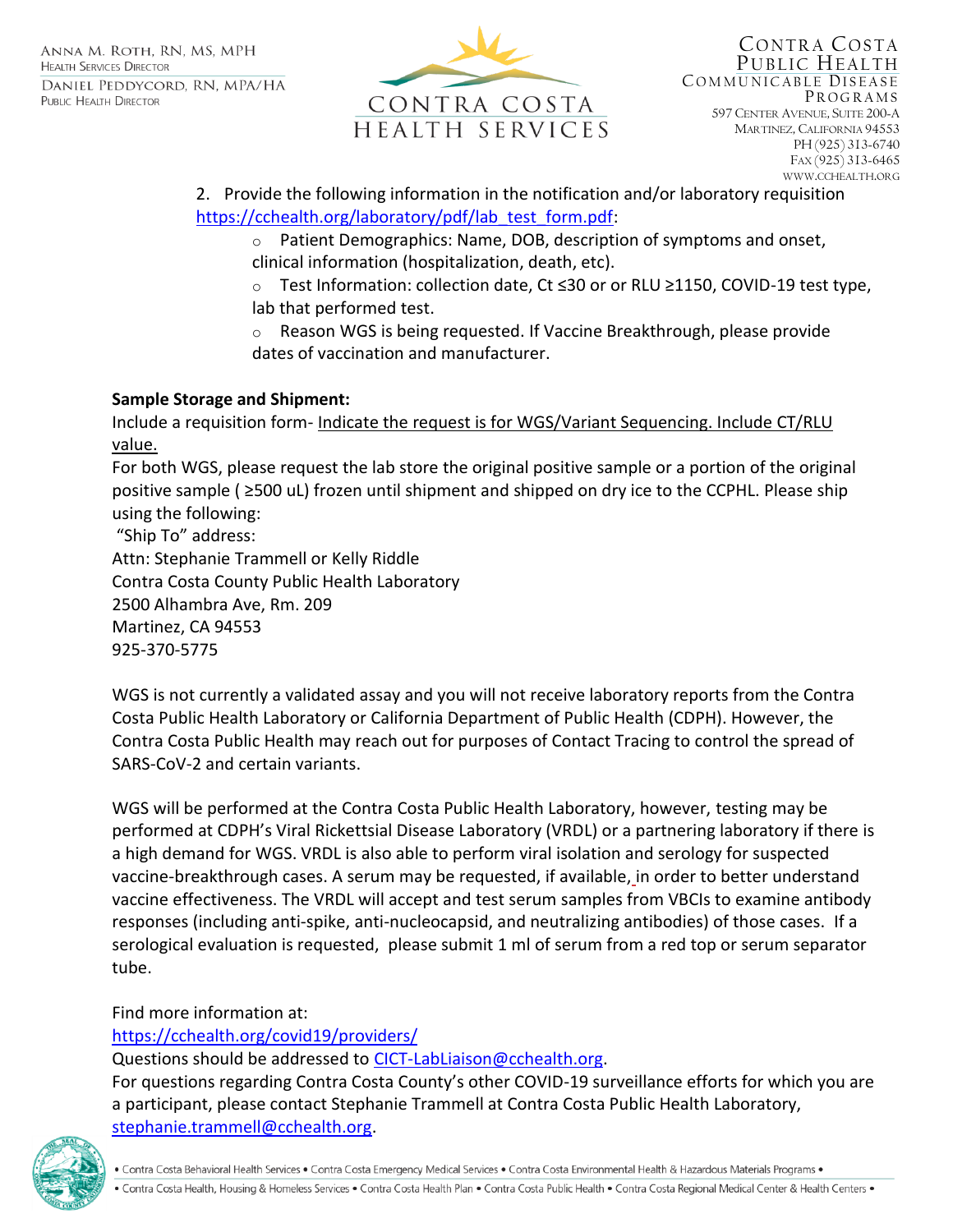2. Provide the following information in the notification and/or laboratory requisition https://cchealth.org/laboratory/pdf/lab_test_form.pdf:
   - Patient Demographics: Name, DOB, description of symptoms and onset, clinical information (hospitalization, death, etc).
   - Test Information: collection date, Ct ≤30 or or RLU ≥1150, COVID-19 test type, lab that performed test.
   - Reason WGS is being requested. If Vaccine Breakthrough, please provide dates of vaccination and manufacturer.

**Sample Storage and Shipment:**

Include a requisition form- Indicate the request is for WGS/Variant Sequencing. Include CT/RLU value.

For both WGS, please request the lab store the original positive sample or a portion of the original positive sample ( ≥500 uL) frozen until shipment and shipped on dry ice to the CCPHL. Please ship using the following:

"Ship To" address:
Attn: Stephanie Trammell or Kelly Riddle
Contra Costa County Public Health Laboratory
2500 Alhambra Ave, Rm. 209
Martinez, CA 94553
925-370-5775

WGS is not currently a validated assay and you will not receive laboratory reports from the Contra Costa Public Health Laboratory or California Department of Public Health (CDPH). However, the Contra Costa Public Health may reach out for purposes of Contact Tracing to control the spread of SARS-CoV-2 and certain variants.

WGS will be performed at the Contra Costa Public Health Laboratory, however, testing may be performed at CDPH's Viral Rickettsial Disease Laboratory (VRDL) or a partnering laboratory if there is a high demand for WGS. VRDL is also able to perform viral isolation and serology for suspected vaccine-breakthrough cases. A serum may be requested, if available, in order to better understand vaccine effectiveness. The VRDL will accept and test serum samples from VBCIs to examine antibody responses (including anti-spike, anti-nucleocapsid, and neutralizing antibodies) of those cases. If a serological evaluation is requested, please submit 1 ml of serum from a red top or serum separator tube.

Find more information at:
https://cchealth.org/covid19/providers/
Questions should be addressed to CICT-LabLiaison@cchealth.org.
For questions regarding Contra Costa County's other COVID-19 surveillance efforts for which you are a participant, please contact Stephanie Trammell at Contra Costa Public Health Laboratory, stephanie.trammell@cchealth.org.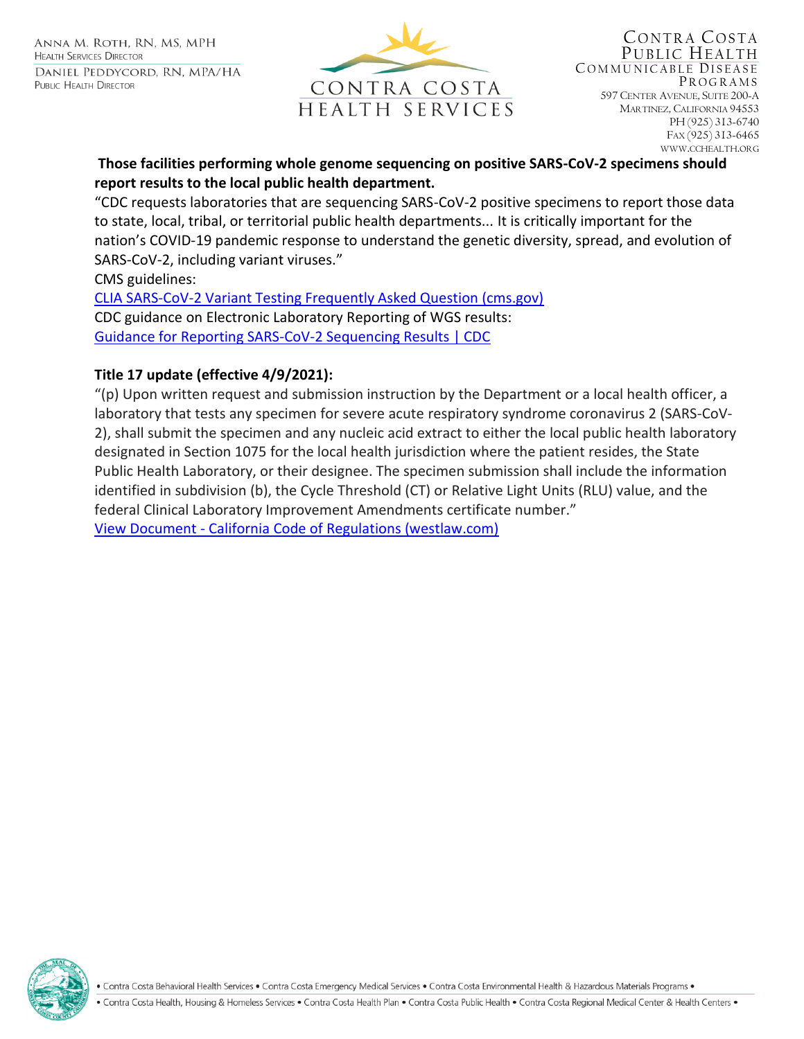**Those facilities performing whole genome sequencing on positive SARS-CoV-2 specimens should report results to the local public health department.**

"CDC requests laboratories that are sequencing SARS-CoV-2 positive specimens to report those data to state, local, tribal, or territorial public health departments... It is critically important for the nation's COVID-19 pandemic response to understand the genetic diversity, spread, and evolution of SARS-CoV-2, including variant viruses."

CMS guidelines:

CLIA SARS-CoV-2 Variant Testing Frequently Asked Question (cms.gov)

CDC guidance on Electronic Laboratory Reporting of WGS results:

Guidance for Reporting SARS-CoV-2 Sequencing Results | CDC

**Title 17 update (effective 4/9/2021):**

"(p) Upon written request and submission instruction by the Department or a local health officer, a laboratory that tests any specimen for severe acute respiratory syndrome coronavirus 2 (SARS-CoV-2), shall submit the specimen and any nucleic acid extract to either the local public health laboratory designated in Section 1075 for the local health jurisdiction where the patient resides, the State Public Health Laboratory, or their designee. The specimen submission shall include the information identified in subdivision (b), the Cycle Threshold (CT) or Relative Light Units (RLU) value, and the federal Clinical Laboratory Improvement Amendments certificate number."

View Document - California Code of Regulations (westlaw.com)